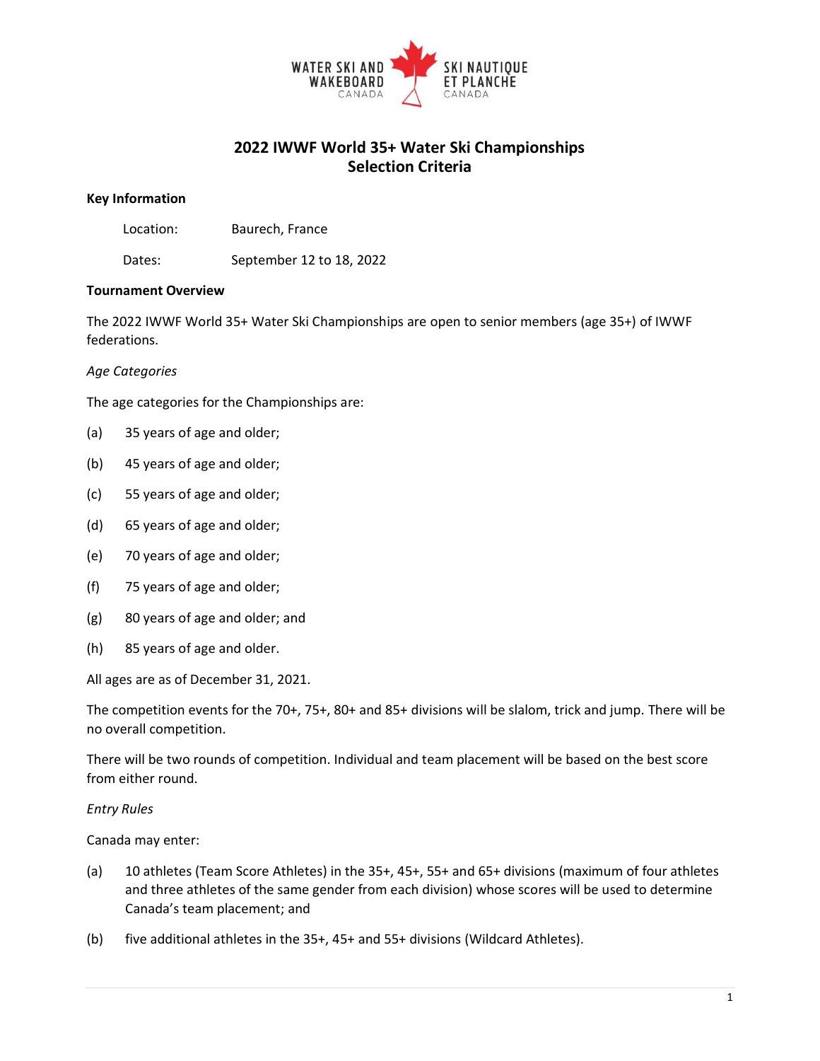WATER SKI AND WAKEBOARD CANADA — SKI NAUTIQUE ET PLANCHE CANADA

# 2022 IWWF World 35+ Water Ski Championships Selection Criteria

**Key Information**

Location: Baurech, France

Dates: September 12 to 18, 2022

**Tournament Overview**

The 2022 IWWF World 35+ Water Ski Championships are open to senior members (age 35+) of IWWF federations.

*Age Categories*

The age categories for the Championships are:

(a) 35 years of age and older;

(b) 45 years of age and older;

(c) 55 years of age and older;

(d) 65 years of age and older;

(e) 70 years of age and older;

(f) 75 years of age and older;

(g) 80 years of age and older; and

(h) 85 years of age and older.

All ages are as of December 31, 2021.

The competition events for the 70+, 75+, 80+ and 85+ divisions will be slalom, trick and jump. There will be no overall competition.

There will be two rounds of competition. Individual and team placement will be based on the best score from either round.

*Entry Rules*

Canada may enter:

(a) 10 athletes (Team Score Athletes) in the 35+, 45+, 55+ and 65+ divisions (maximum of four athletes and three athletes of the same gender from each division) whose scores will be used to determine Canada's team placement; and

(b) five additional athletes in the 35+, 45+ and 55+ divisions (Wildcard Athletes).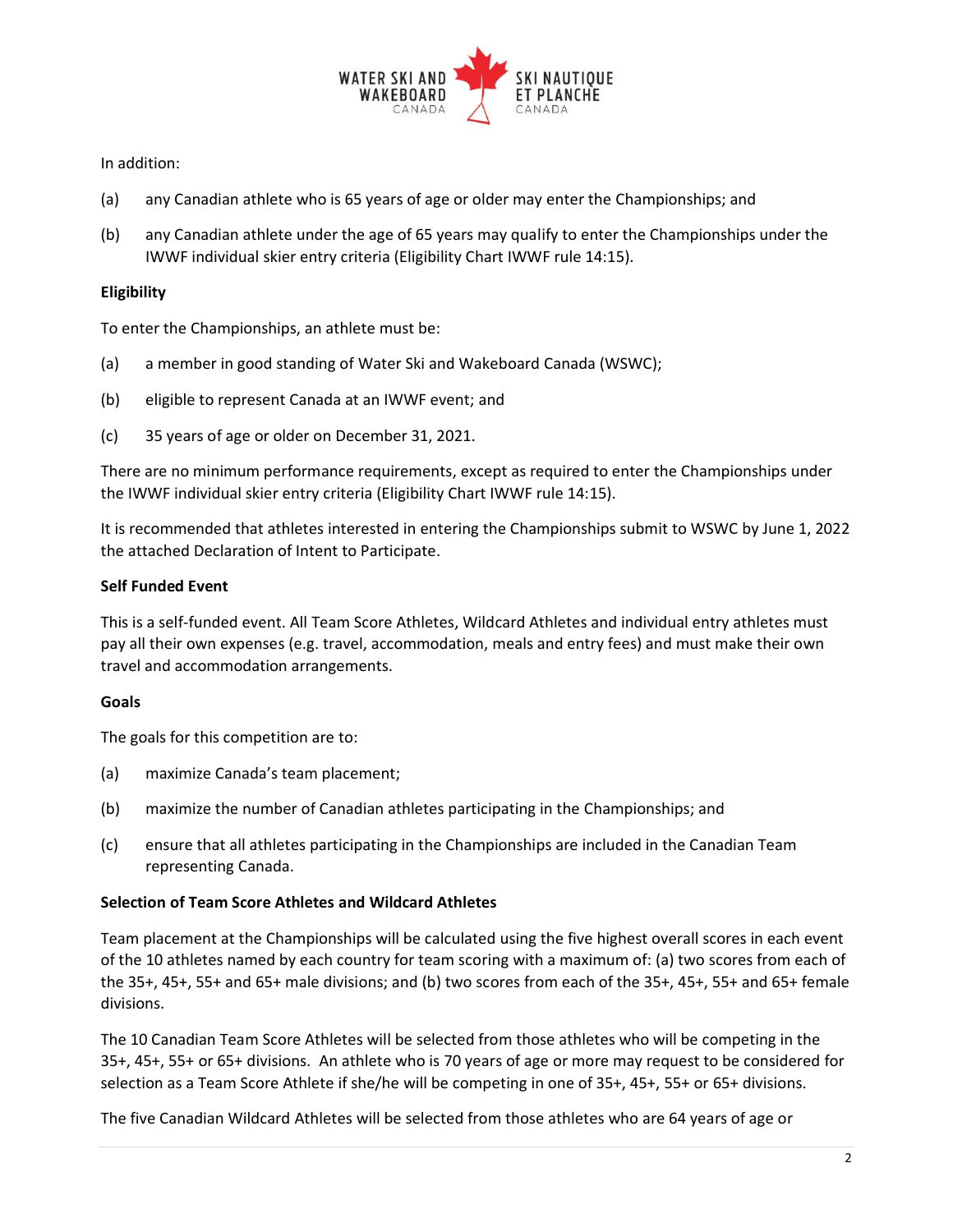In addition:

(a) any Canadian athlete who is 65 years of age or older may enter the Championships; and

(b) any Canadian athlete under the age of 65 years may qualify to enter the Championships under the IWWF individual skier entry criteria (Eligibility Chart IWWF rule 14:15).

**Eligibility**

To enter the Championships, an athlete must be:

(a) a member in good standing of Water Ski and Wakeboard Canada (WSWC);

(b) eligible to represent Canada at an IWWF event; and

(c) 35 years of age or older on December 31, 2021.

There are no minimum performance requirements, except as required to enter the Championships under the IWWF individual skier entry criteria (Eligibility Chart IWWF rule 14:15).

It is recommended that athletes interested in entering the Championships submit to WSWC by June 1, 2022 the attached Declaration of Intent to Participate.

**Self Funded Event**

This is a self-funded event. All Team Score Athletes, Wildcard Athletes and individual entry athletes must pay all their own expenses (e.g. travel, accommodation, meals and entry fees) and must make their own travel and accommodation arrangements.

**Goals**

The goals for this competition are to:

(a) maximize Canada's team placement;

(b) maximize the number of Canadian athletes participating in the Championships; and

(c) ensure that all athletes participating in the Championships are included in the Canadian Team representing Canada.

**Selection of Team Score Athletes and Wildcard Athletes**

Team placement at the Championships will be calculated using the five highest overall scores in each event of the 10 athletes named by each country for team scoring with a maximum of: (a) two scores from each of the 35+, 45+, 55+ and 65+ male divisions; and (b) two scores from each of the 35+, 45+, 55+ and 65+ female divisions.

The 10 Canadian Team Score Athletes will be selected from those athletes who will be competing in the 35+, 45+, 55+ or 65+ divisions. An athlete who is 70 years of age or more may request to be considered for selection as a Team Score Athlete if she/he will be competing in one of 35+, 45+, 55+ or 65+ divisions.

The five Canadian Wildcard Athletes will be selected from those athletes who are 64 years of age or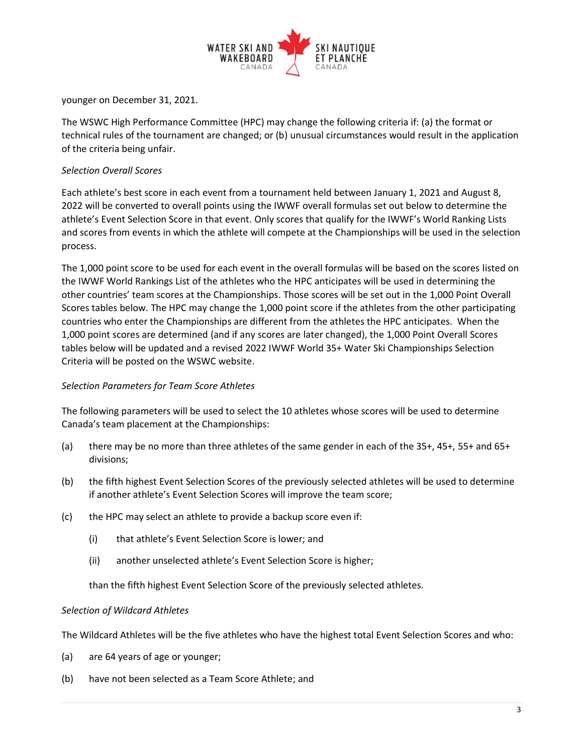younger on December 31, 2021.

The WSWC High Performance Committee (HPC) may change the following criteria if: (a) the format or technical rules of the tournament are changed; or (b) unusual circumstances would result in the application of the criteria being unfair.

*Selection Overall Scores*

Each athlete's best score in each event from a tournament held between January 1, 2021 and August 8, 2022 will be converted to overall points using the IWWF overall formulas set out below to determine the athlete's Event Selection Score in that event. Only scores that qualify for the IWWF's World Ranking Lists and scores from events in which the athlete will compete at the Championships will be used in the selection process.

The 1,000 point score to be used for each event in the overall formulas will be based on the scores listed on the IWWF World Rankings List of the athletes who the HPC anticipates will be used in determining the other countries' team scores at the Championships. Those scores will be set out in the 1,000 Point Overall Scores tables below. The HPC may change the 1,000 point score if the athletes from the other participating countries who enter the Championships are different from the athletes the HPC anticipates. When the 1,000 point scores are determined (and if any scores are later changed), the 1,000 Point Overall Scores tables below will be updated and a revised 2022 IWWF World 35+ Water Ski Championships Selection Criteria will be posted on the WSWC website.

*Selection Parameters for Team Score Athletes*

The following parameters will be used to select the 10 athletes whose scores will be used to determine Canada's team placement at the Championships:

(a) there may be no more than three athletes of the same gender in each of the 35+, 45+, 55+ and 65+ divisions;

(b) the fifth highest Event Selection Scores of the previously selected athletes will be used to determine if another athlete's Event Selection Scores will improve the team score;

(c) the HPC may select an athlete to provide a backup score even if:

  (i) that athlete's Event Selection Score is lower; and

  (ii) another unselected athlete's Event Selection Score is higher;

  than the fifth highest Event Selection Score of the previously selected athletes.

*Selection of Wildcard Athletes*

The Wildcard Athletes will be the five athletes who have the highest total Event Selection Scores and who:

(a) are 64 years of age or younger;

(b) have not been selected as a Team Score Athlete; and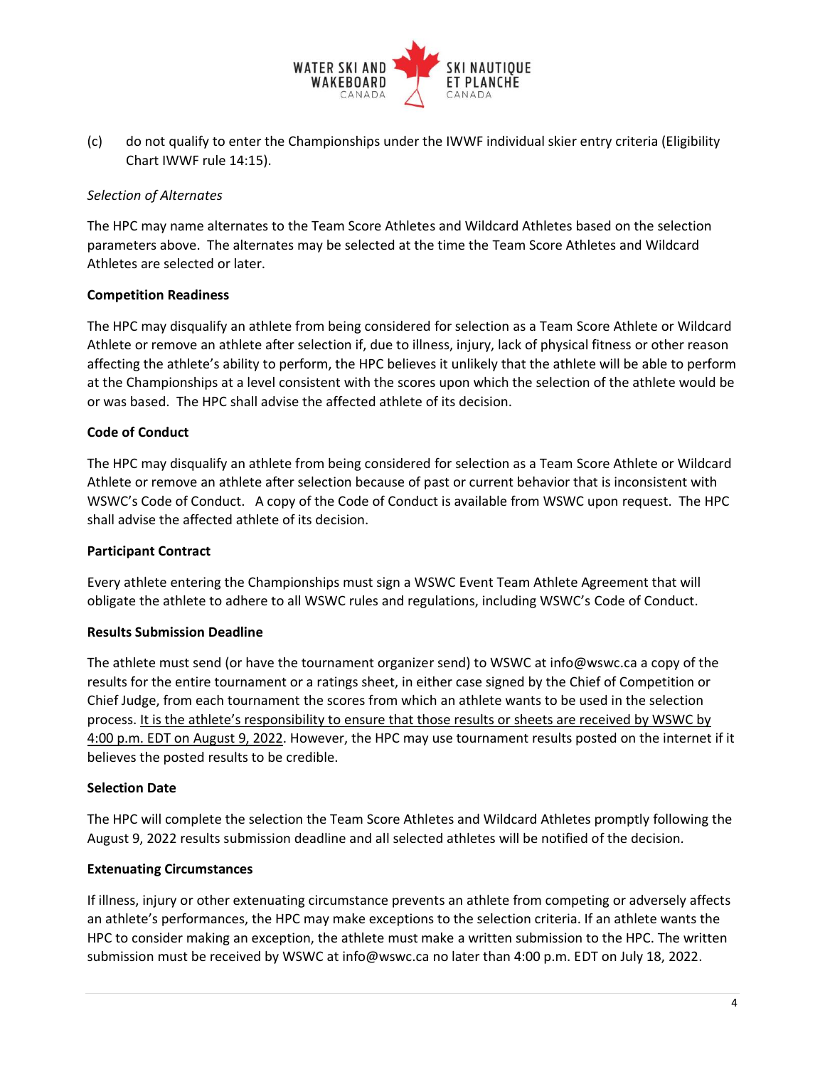(c) do not qualify to enter the Championships under the IWWF individual skier entry criteria (Eligibility Chart IWWF rule 14:15).

*Selection of Alternates*

The HPC may name alternates to the Team Score Athletes and Wildcard Athletes based on the selection parameters above. The alternates may be selected at the time the Team Score Athletes and Wildcard Athletes are selected or later.

**Competition Readiness**

The HPC may disqualify an athlete from being considered for selection as a Team Score Athlete or Wildcard Athlete or remove an athlete after selection if, due to illness, injury, lack of physical fitness or other reason affecting the athlete's ability to perform, the HPC believes it unlikely that the athlete will be able to perform at the Championships at a level consistent with the scores upon which the selection of the athlete would be or was based. The HPC shall advise the affected athlete of its decision.

**Code of Conduct**

The HPC may disqualify an athlete from being considered for selection as a Team Score Athlete or Wildcard Athlete or remove an athlete after selection because of past or current behavior that is inconsistent with WSWC's Code of Conduct. A copy of the Code of Conduct is available from WSWC upon request. The HPC shall advise the affected athlete of its decision.

**Participant Contract**

Every athlete entering the Championships must sign a WSWC Event Team Athlete Agreement that will obligate the athlete to adhere to all WSWC rules and regulations, including WSWC's Code of Conduct.

**Results Submission Deadline**

The athlete must send (or have the tournament organizer send) to WSWC at info@wswc.ca a copy of the results for the entire tournament or a ratings sheet, in either case signed by the Chief of Competition or Chief Judge, from each tournament the scores from which an athlete wants to be used in the selection process. <u>It is the athlete's responsibility to ensure that those results or sheets are received by WSWC by 4:00 p.m. EDT on August 9, 2022</u>. However, the HPC may use tournament results posted on the internet if it believes the posted results to be credible.

**Selection Date**

The HPC will complete the selection the Team Score Athletes and Wildcard Athletes promptly following the August 9, 2022 results submission deadline and all selected athletes will be notified of the decision.

**Extenuating Circumstances**

If illness, injury or other extenuating circumstance prevents an athlete from competing or adversely affects an athlete's performances, the HPC may make exceptions to the selection criteria. If an athlete wants the HPC to consider making an exception, the athlete must make a written submission to the HPC. The written submission must be received by WSWC at info@wswc.ca no later than 4:00 p.m. EDT on July 18, 2022.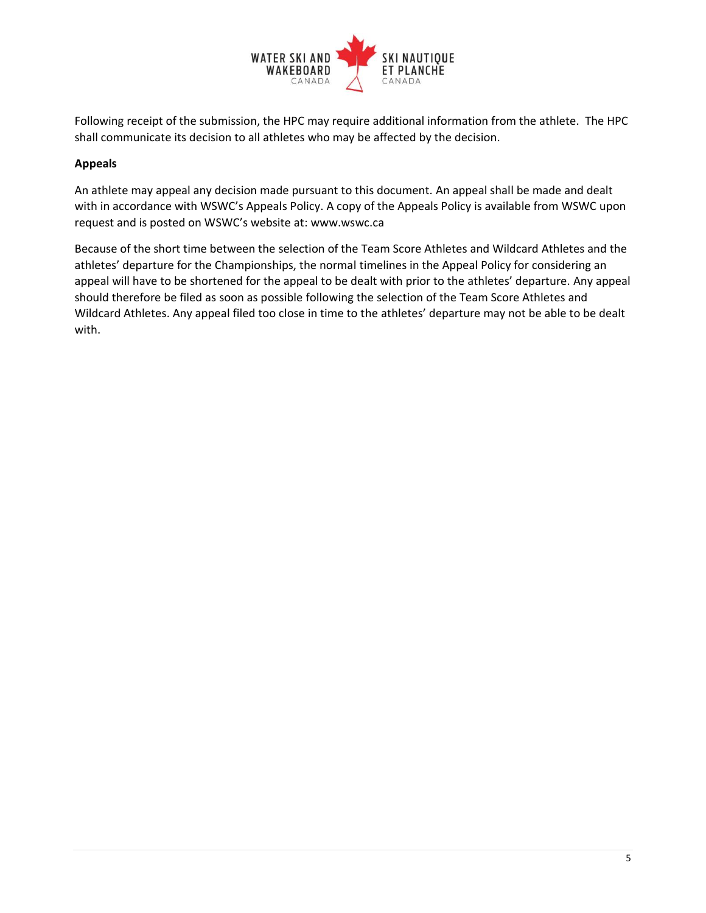Following receipt of the submission, the HPC may require additional information from the athlete. The HPC shall communicate its decision to all athletes who may be affected by the decision.

**Appeals**

An athlete may appeal any decision made pursuant to this document. An appeal shall be made and dealt with in accordance with WSWC's Appeals Policy. A copy of the Appeals Policy is available from WSWC upon request and is posted on WSWC's website at: www.wswc.ca

Because of the short time between the selection of the Team Score Athletes and Wildcard Athletes and the athletes' departure for the Championships, the normal timelines in the Appeal Policy for considering an appeal will have to be shortened for the appeal to be dealt with prior to the athletes' departure. Any appeal should therefore be filed as soon as possible following the selection of the Team Score Athletes and Wildcard Athletes. Any appeal filed too close in time to the athletes' departure may not be able to be dealt with.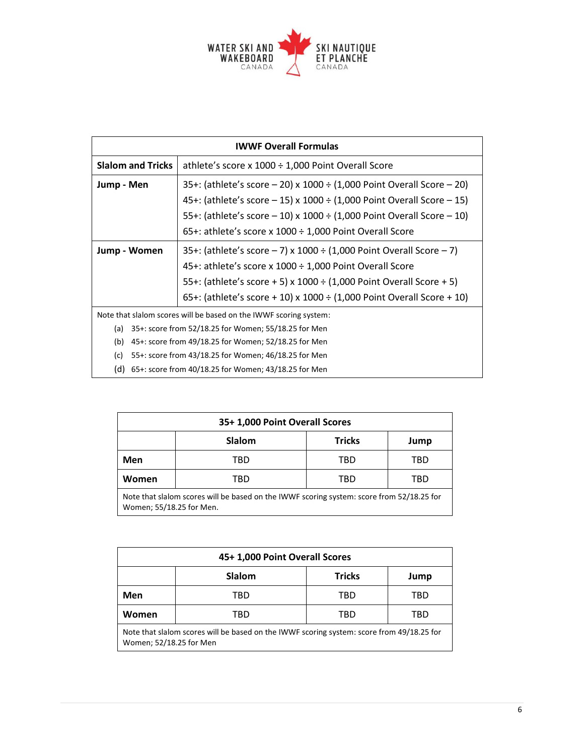| IWWF Overall Formulas | |
|---|---|
| **Slalom and Tricks** | athlete's score x 1000 ÷ 1,000 Point Overall Score |
| **Jump - Men** | 35+: (athlete's score – 20) x 1000 ÷ (1,000 Point Overall Score – 20)<br>45+: (athlete's score – 15) x 1000 ÷ (1,000 Point Overall Score – 15)<br>55+: (athlete's score – 10) x 1000 ÷ (1,000 Point Overall Score – 10)<br>65+: athlete's score x 1000 ÷ 1,000 Point Overall Score |
| **Jump - Women** | 35+: (athlete's score – 7) x 1000 ÷ (1,000 Point Overall Score – 7)<br>45+: athlete's score x 1000 ÷ 1,000 Point Overall Score<br>55+: (athlete's score + 5) x 1000 ÷ (1,000 Point Overall Score + 5)<br>65+: (athlete's score + 10) x 1000 ÷ (1,000 Point Overall Score + 10) |
| Note that slalom scores will be based on the IWWF scoring system:<br>(a) 35+: score from 52/18.25 for Women; 55/18.25 for Men<br>(b) 45+: score from 49/18.25 for Women; 52/18.25 for Men<br>(c) 55+: score from 43/18.25 for Women; 46/18.25 for Men<br>(d) 65+: score from 40/18.25 for Women; 43/18.25 for Men | |

| 35+ 1,000 Point Overall Scores | | | |
|---|---|---|---|
| | **Slalom** | **Tricks** | **Jump** |
| **Men** | TBD | TBD | TBD |
| **Women** | TBD | TBD | TBD |
| Note that slalom scores will be based on the IWWF scoring system: score from 52/18.25 for Women; 55/18.25 for Men. | | | |

| 45+ 1,000 Point Overall Scores | | | |
|---|---|---|---|
| | **Slalom** | **Tricks** | **Jump** |
| **Men** | TBD | TBD | TBD |
| **Women** | TBD | TBD | TBD |
| Note that slalom scores will be based on the IWWF scoring system: score from 49/18.25 for Women; 52/18.25 for Men | | | |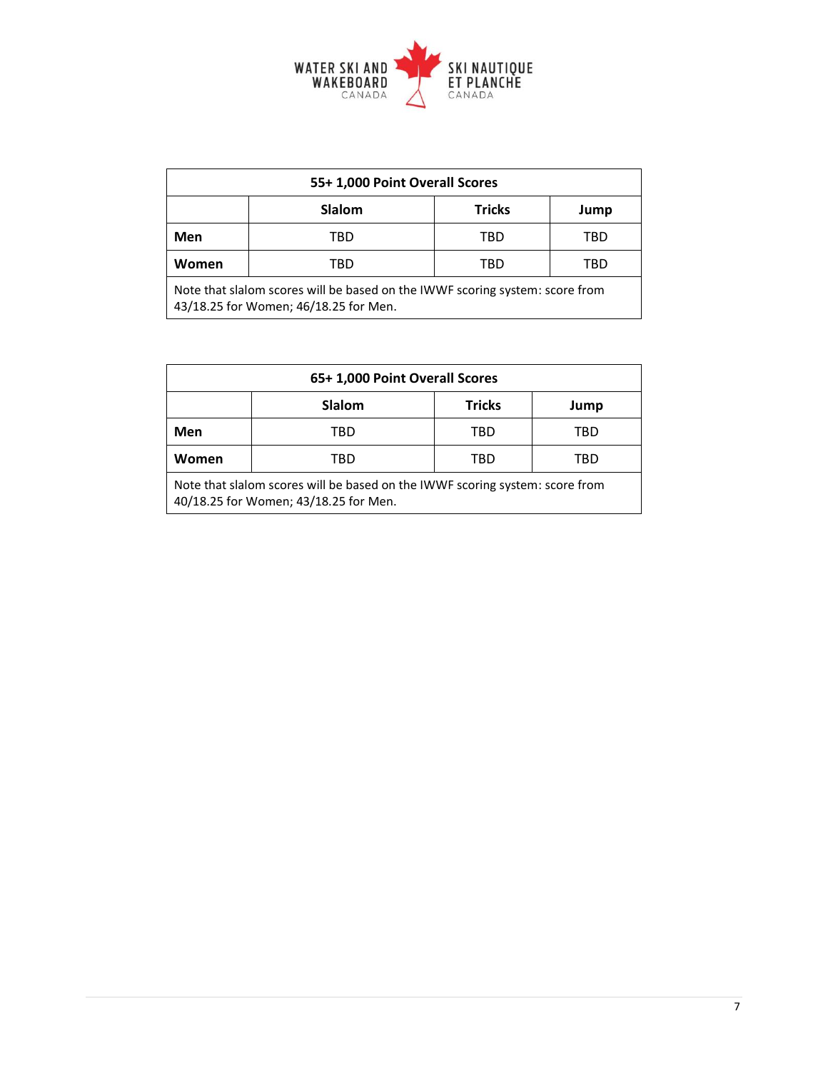| 55+ 1,000 Point Overall Scores | | | |
|---|---|---|---|
| | **Slalom** | **Tricks** | **Jump** |
| **Men** | TBD | TBD | TBD |
| **Women** | TBD | TBD | TBD |
| Note that slalom scores will be based on the IWWF scoring system: score from 43/18.25 for Women; 46/18.25 for Men. | | | |

| 65+ 1,000 Point Overall Scores | | | |
|---|---|---|---|
| | **Slalom** | **Tricks** | **Jump** |
| **Men** | TBD | TBD | TBD |
| **Women** | TBD | TBD | TBD |
| Note that slalom scores will be based on the IWWF scoring system: score from 40/18.25 for Women; 43/18.25 for Men. | | | |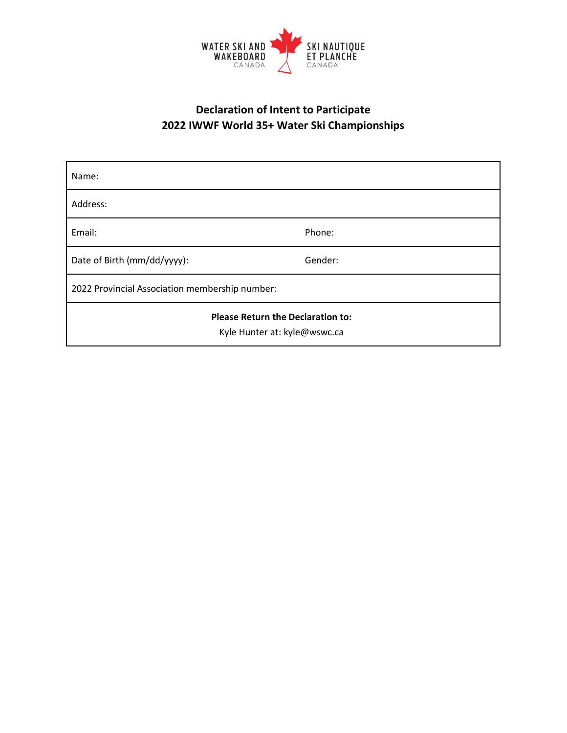WATER SKI AND WAKEBOARD CANADA

SKI NAUTIQUE ET PLANCHE CANADA

## Declaration of Intent to Participate
## 2022 IWWF World 35+ Water Ski Championships

| | |
|---|---|
| Name: | |
| Address: | |
| Email: | Phone: |
| Date of Birth (mm/dd/yyyy): | Gender: |
| 2022 Provincial Association membership number: | |
| **Please Return the Declaration to:** Kyle Hunter at: kyle@wswc.ca | |